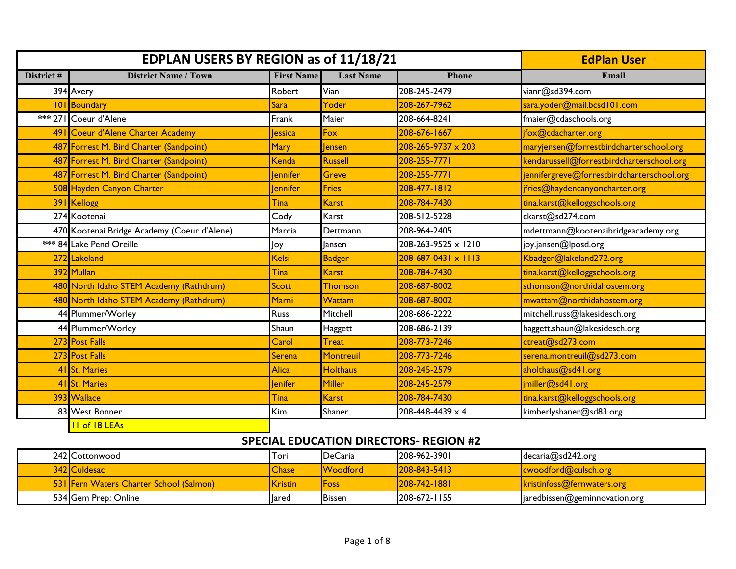| EDPLAN USERS BY REGION as of 11/18/21 | | | | | EdPlan User |
|---|---|---|---|---|---|
| District # | District Name / Town | First Name | Last Name | Phone | Email |
| 394 | Avery | Robert | Vian | 208-245-2479 | vianr@sd394.com |
| 101 | Boundary | Sara | Yoder | 208-267-7962 | sara.yoder@mail.bcsd101.com |
| *** 271 | Coeur d'Alene | Frank | Maier | 208-664-8241 | fmaier@cdaschools.org |
| 491 | Coeur d'Alene Charter Academy | Jessica | Fox | 208-676-1667 | jfox@cdacharter.org |
| 487 | Forrest M. Bird Charter (Sandpoint) | Mary | Jensen | 208-265-9737 x 203 | maryjensen@forrestbirdcharterschool.org |
| 487 | Forrest M. Bird Charter (Sandpoint) | Kenda | Russell | 208-255-7771 | kendarussell@forrestbirdcharterschool.org |
| 487 | Forrest M. Bird Charter (Sandpoint) | Jennifer | Greve | 208-255-7771 | jennifergreve@forrestbirdcharterschool.org |
| 508 | Hayden Canyon Charter | Jennifer | Fries | 208-477-1812 | jfries@haydencanyoncharter.org |
| 391 | Kellogg | Tina | Karst | 208-784-7430 | tina.karst@kelloggschools.org |
| 274 | Kootenai | Cody | Karst | 208-512-5228 | ckarst@sd274.com |
| 470 | Kootenai Bridge Academy (Coeur d'Alene) | Marcia | Dettmann | 208-964-2405 | mdettmann@kootenaibridgeacademy.org |
| *** 84 | Lake Pend Oreille | Joy | Jansen | 208-263-9525 x 1210 | joy.jansen@lposd.org |
| 272 | Lakeland | Kelsi | Badger | 208-687-0431 x 1113 | Kbadger@lakeland272.org |
| 392 | Mullan | Tina | Karst | 208-784-7430 | tina.karst@kelloggschools.org |
| 480 | North Idaho STEM Academy (Rathdrum) | Scott | Thomson | 208-687-8002 | sthomson@northidahostem.org |
| 480 | North Idaho STEM Academy (Rathdrum) | Marni | Wattam | 208-687-8002 | mwattam@northidahostem.org |
| 44 | Plummer/Worley | Russ | Mitchell | 208-686-2222 | mitchell.russ@lakesidesch.org |
| 44 | Plummer/Worley | Shaun | Haggett | 208-686-2139 | haggett.shaun@lakesidesch.org |
| 273 | Post Falls | Carol | Treat | 208-773-7246 | ctreat@sd273.com |
| 273 | Post Falls | Serena | Montreuil | 208-773-7246 | serena.montreuil@sd273.com |
| 41 | St. Maries | Alica | Holthaus | 208-245-2579 | aholthaus@sd41.org |
| 41 | St. Maries | Jenifer | Miller | 208-245-2579 | jmiller@sd41.org |
| 393 | Wallace | Tina | Karst | 208-784-7430 | tina.karst@kelloggschools.org |
| 83 | West Bonner | Kim | Shaner | 208-448-4439 x 4 | kimberlyshaner@sd83.org |
| | 11 of 18 LEAs | | | | |

## SPECIAL EDUCATION DIRECTORS- REGION #2

| District # | District Name / Town | First Name | Last Name | Phone | Email |
|---|---|---|---|---|---|
| 242 | Cottonwood | Tori | DeCaria | 208-962-3901 | decaria@sd242.org |
| 342 | Culdesac | Chase | Woodford | 208-843-5413 | cwoodford@culsch.org |
| 531 | Fern Waters Charter School (Salmon) | Kristin | Foss | 208-742-1881 | kristinfoss@fernwaters.org |
| 534 | Gem Prep: Online | Jared | Bissen | 208-672-1155 | jaredbissen@geminnovation.org |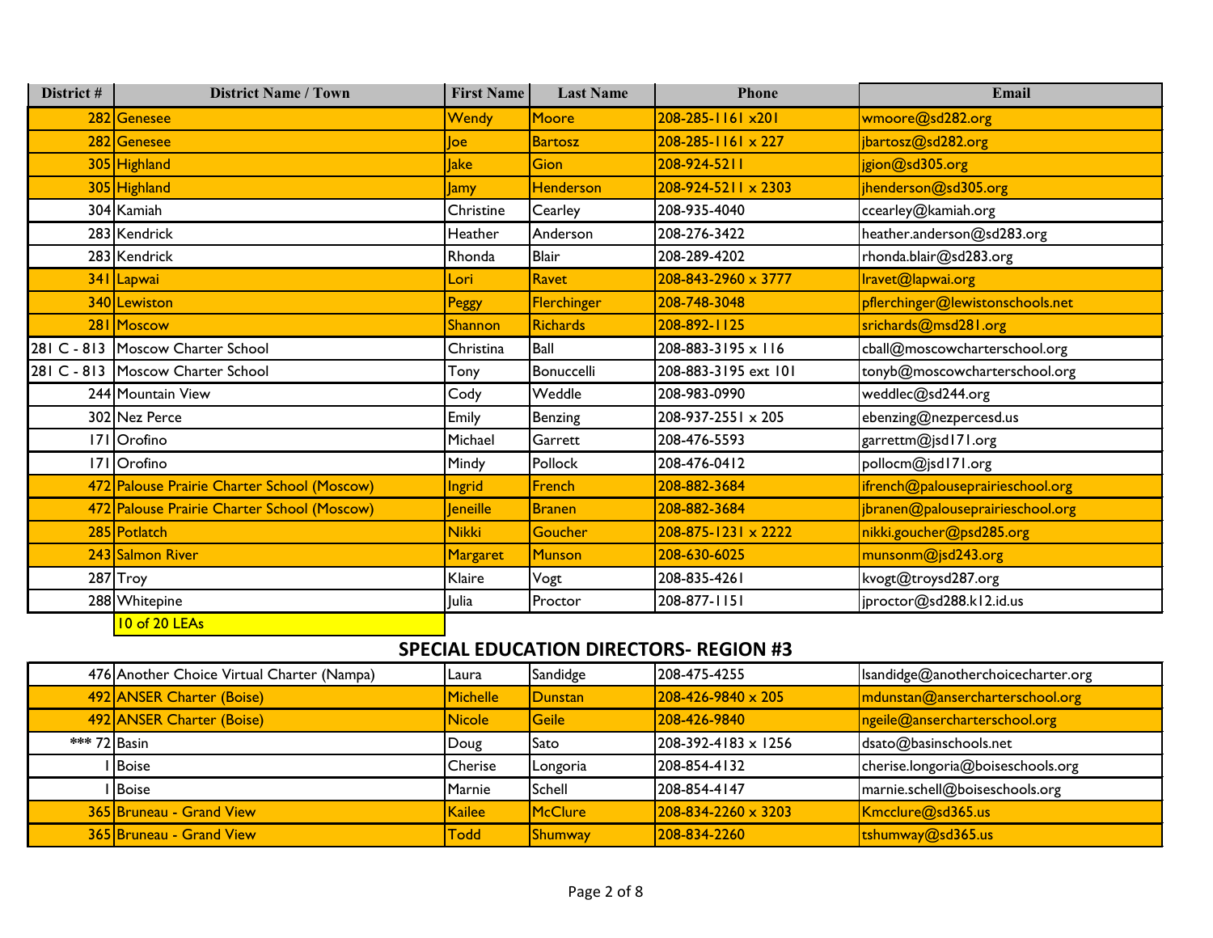| District # | District Name / Town | First Name | Last Name | Phone | Email |
|---|---|---|---|---|---|
| 282 | Genesee | Wendy | Moore | 208-285-1161 x201 | wmoore@sd282.org |
| 282 | Genesee | Joe | Bartosz | 208-285-1161 x 227 | jbartosz@sd282.org |
| 305 | Highland | Jake | Gion | 208-924-5211 | jgion@sd305.org |
| 305 | Highland | Jamy | Henderson | 208-924-5211 x 2303 | jhenderson@sd305.org |
| 304 | Kamiah | Christine | Cearley | 208-935-4040 | ccearley@kamiah.org |
| 283 | Kendrick | Heather | Anderson | 208-276-3422 | heather.anderson@sd283.org |
| 283 | Kendrick | Rhonda | Blair | 208-289-4202 | rhonda.blair@sd283.org |
| 341 | Lapwai | Lori | Ravet | 208-843-2960 x 3777 | lravet@lapwai.org |
| 340 | Lewiston | Peggy | Flerchinger | 208-748-3048 | pflerchinger@lewistonschools.net |
| 281 | Moscow | Shannon | Richards | 208-892-1125 | srichards@msd281.org |
| 281 C - 813 | Moscow Charter School | Christina | Ball | 208-883-3195 x 116 | cball@moscowcharterschool.org |
| 281 C - 813 | Moscow Charter School | Tony | Bonuccelli | 208-883-3195 ext 101 | tonyb@moscowcharterschool.org |
| 244 | Mountain View | Cody | Weddle | 208-983-0990 | weddlec@sd244.org |
| 302 | Nez Perce | Emily | Benzing | 208-937-2551 x 205 | ebenzing@nezpercesd.us |
| 171 | Orofino | Michael | Garrett | 208-476-5593 | garrettm@jsd171.org |
| 171 | Orofino | Mindy | Pollock | 208-476-0412 | pollocm@jsd171.org |
| 472 | Palouse Prairie Charter School (Moscow) | Ingrid | French | 208-882-3684 | ifrench@palouseprairieschool.org |
| 472 | Palouse Prairie Charter School (Moscow) | Jeneille | Branen | 208-882-3684 | jbranen@palouseprairieschool.org |
| 285 | Potlatch | Nikki | Goucher | 208-875-1231 x 2222 | nikki.goucher@psd285.org |
| 243 | Salmon River | Margaret | Munson | 208-630-6025 | munsonm@jsd243.org |
| 287 | Troy | Klaire | Vogt | 208-835-4261 | kvogt@troysd287.org |
| 288 | Whitepine | Julia | Proctor | 208-877-1151 | jproctor@sd288.k12.id.us |
| | 10 of 20 LEAs | | | | |

## SPECIAL EDUCATION DIRECTORS- REGION #3

| District # | District Name / Town | First Name | Last Name | Phone | Email |
|---|---|---|---|---|---|
| 476 | Another Choice Virtual Charter (Nampa) | Laura | Sandidge | 208-475-4255 | lsandidge@anotherchoicecharter.org |
| 492 | ANSER Charter (Boise) | Michelle | Dunstan | 208-426-9840 x 205 | mdunstan@ansercharterschool.org |
| 492 | ANSER Charter (Boise) | Nicole | Geile | 208-426-9840 | ngeile@ansercharterschool.org |
| *** 72 | Basin | Doug | Sato | 208-392-4183 x 1256 | dsato@basinschools.net |
| 1 | Boise | Cherise | Longoria | 208-854-4132 | cherise.longoria@boiseschools.org |
| 1 | Boise | Marnie | Schell | 208-854-4147 | marnie.schell@boiseschools.org |
| 365 | Bruneau - Grand View | Kailee | McClure | 208-834-2260 x 3203 | Kmcclure@sd365.us |
| 365 | Bruneau - Grand View | Todd | Shumway | 208-834-2260 | tshumway@sd365.us |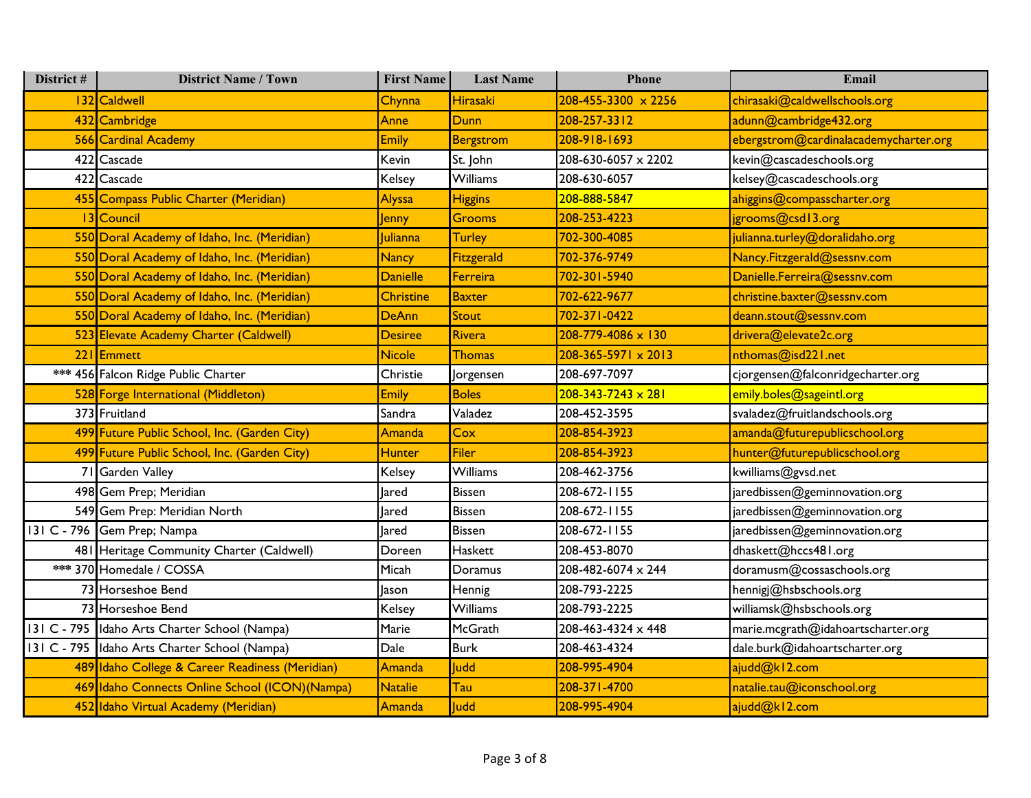| District # | District Name / Town | First Name | Last Name | Phone | Email |
|---|---|---|---|---|---|
| 132 | Caldwell | Chynna | Hirasaki | 208-455-3300 x 2256 | chirasaki@caldwellschools.org |
| 432 | Cambridge | Anne | Dunn | 208-257-3312 | adunn@cambridge432.org |
| 566 | Cardinal Academy | Emily | Bergstrom | 208-918-1693 | ebergstrom@cardinalacademycharter.org |
| 422 | Cascade | Kevin | St. John | 208-630-6057 x 2202 | kevin@cascadeschools.org |
| 422 | Cascade | Kelsey | Williams | 208-630-6057 | kelsey@cascadeschools.org |
| 455 | Compass Public Charter (Meridian) | Alyssa | Higgins | 208-888-5847 | ahiggins@compasscharter.org |
| 13 | Council | Jenny | Grooms | 208-253-4223 | jgrooms@csd13.org |
| 550 | Doral Academy of Idaho, Inc. (Meridian) | Julianna | Turley | 702-300-4085 | julianna.turley@doralidaho.org |
| 550 | Doral Academy of Idaho, Inc. (Meridian) | Nancy | Fitzgerald | 702-376-9749 | Nancy.Fitzgerald@sessnv.com |
| 550 | Doral Academy of Idaho, Inc. (Meridian) | Danielle | Ferreira | 702-301-5940 | Danielle.Ferreira@sessnv.com |
| 550 | Doral Academy of Idaho, Inc. (Meridian) | Christine | Baxter | 702-622-9677 | christine.baxter@sessnv.com |
| 550 | Doral Academy of Idaho, Inc. (Meridian) | DeAnn | Stout | 702-371-0422 | deann.stout@sessnv.com |
| 523 | Elevate Academy Charter (Caldwell) | Desiree | Rivera | 208-779-4086 x 130 | drivera@elevate2c.org |
| 221 | Emmett | Nicole | Thomas | 208-365-5971 x 2013 | nthomas@isd221.net |
| *** 456 | Falcon Ridge Public Charter | Christie | Jorgensen | 208-697-7097 | cjorgensen@falconridgecharter.org |
| 528 | Forge International (Middleton) | Emily | Boles | 208-343-7243 x 281 | emily.boles@sageintl.org |
| 373 | Fruitland | Sandra | Valadez | 208-452-3595 | svaladez@fruitlandschools.org |
| 499 | Future Public School, Inc. (Garden City) | Amanda | Cox | 208-854-3923 | amanda@futurepublicschool.org |
| 499 | Future Public School, Inc. (Garden City) | Hunter | Filer | 208-854-3923 | hunter@futurepublicschool.org |
| 71 | Garden Valley | Kelsey | Williams | 208-462-3756 | kwilliams@gvsd.net |
| 498 | Gem Prep; Meridian | Jared | Bissen | 208-672-1155 | jaredbissen@geminnovation.org |
| 549 | Gem Prep: Meridian North | Jared | Bissen | 208-672-1155 | jaredbissen@geminnovation.org |
| 131 C - 796 | Gem Prep; Nampa | Jared | Bissen | 208-672-1155 | jaredbissen@geminnovation.org |
| 481 | Heritage Community Charter (Caldwell) | Doreen | Haskett | 208-453-8070 | dhaskett@hccs481.org |
| *** 370 | Homedale / COSSA | Micah | Doramus | 208-482-6074 x 244 | doramusm@cossaschools.org |
| 73 | Horseshoe Bend | Jason | Hennig | 208-793-2225 | hennigj@hsbschools.org |
| 73 | Horseshoe Bend | Kelsey | Williams | 208-793-2225 | williamsk@hsbschools.org |
| 131 C - 795 | Idaho Arts Charter School (Nampa) | Marie | McGrath | 208-463-4324 x 448 | marie.mcgrath@idahoartscharter.org |
| 131 C - 795 | Idaho Arts Charter School (Nampa) | Dale | Burk | 208-463-4324 | dale.burk@idahoartscharter.org |
| 489 | Idaho College & Career Readiness (Meridian) | Amanda | Judd | 208-995-4904 | ajudd@k12.com |
| 469 | Idaho Connects Online School (ICON)(Nampa) | Natalie | Tau | 208-371-4700 | natalie.tau@iconschool.org |
| 452 | Idaho Virtual Academy (Meridian) | Amanda | Judd | 208-995-4904 | ajudd@k12.com |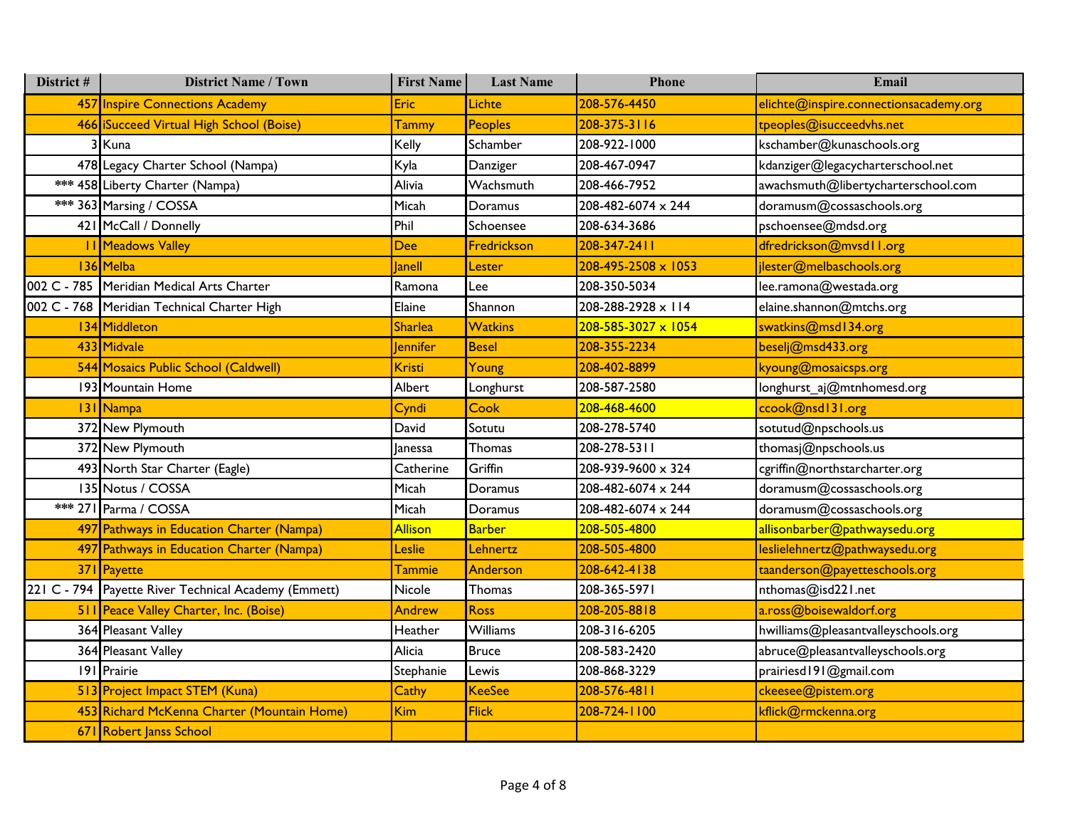| District # | District Name / Town | First Name | Last Name | Phone | Email |
|---|---|---|---|---|---|
| 457 | Inspire Connections Academy | Eric | Lichte | 208-576-4450 | elichte@inspire.connectionsacademy.org |
| 466 | iSucceed Virtual High School (Boise) | Tammy | Peoples | 208-375-3116 | tpeoples@isucceedvhs.net |
| 3 | Kuna | Kelly | Schamber | 208-922-1000 | kschamber@kunaschools.org |
| 478 | Legacy Charter School (Nampa) | Kyla | Danziger | 208-467-0947 | kdanziger@legacycharterschool.net |
| *** 458 | Liberty Charter (Nampa) | Alivia | Wachsmuth | 208-466-7952 | awachsmuth@libertycharterschool.com |
| *** 363 | Marsing / COSSA | Micah | Doramus | 208-482-6074 x 244 | doramusm@cossaschools.org |
| 421 | McCall / Donnelly | Phil | Schoensee | 208-634-3686 | pschoensee@mdsd.org |
| 11 | Meadows Valley | Dee | Fredrickson | 208-347-2411 | dfredrickson@mvsd11.org |
| 136 | Melba | Janell | Lester | 208-495-2508 x 1053 | jlester@melbaschools.org |
| 002 C - 785 | Meridian Medical Arts Charter | Ramona | Lee | 208-350-5034 | lee.ramona@westada.org |
| 002 C - 768 | Meridian Technical Charter High | Elaine | Shannon | 208-288-2928 x 114 | elaine.shannon@mtchs.org |
| 134 | Middleton | Sharlea | Watkins | 208-585-3027 x 1054 | swatkins@msd134.org |
| 433 | Midvale | Jennifer | Besel | 208-355-2234 | beselj@msd433.org |
| 544 | Mosaics Public School (Caldwell) | Kristi | Young | 208-402-8899 | kyoung@mosaicsps.org |
| 193 | Mountain Home | Albert | Longhurst | 208-587-2580 | longhurst_aj@mtnhomesd.org |
| 131 | Nampa | Cyndi | Cook | 208-468-4600 | ccook@nsd131.org |
| 372 | New Plymouth | David | Sotutu | 208-278-5740 | sotutud@npschools.us |
| 372 | New Plymouth | Janessa | Thomas | 208-278-5311 | thomasj@npschools.us |
| 493 | North Star Charter (Eagle) | Catherine | Griffin | 208-939-9600 x 324 | cgriffin@northstarcharter.org |
| 135 | Notus / COSSA | Micah | Doramus | 208-482-6074 x 244 | doramusm@cossaschools.org |
| *** 271 | Parma / COSSA | Micah | Doramus | 208-482-6074 x 244 | doramusm@cossaschools.org |
| 497 | Pathways in Education Charter (Nampa) | Allison | Barber | 208-505-4800 | allisonbarber@pathwaysedu.org |
| 497 | Pathways in Education Charter (Nampa) | Leslie | Lehnertz | 208-505-4800 | leslielehnertz@pathwaysedu.org |
| 371 | Payette | Tammie | Anderson | 208-642-4138 | taanderson@payetteschools.org |
| 221 C - 794 | Payette River Technical Academy (Emmett) | Nicole | Thomas | 208-365-5971 | nthomas@isd221.net |
| 511 | Peace Valley Charter, Inc. (Boise) | Andrew | Ross | 208-205-8818 | a.ross@boisewaldorf.org |
| 364 | Pleasant Valley | Heather | Williams | 208-316-6205 | hwilliams@pleasantvalleyschools.org |
| 364 | Pleasant Valley | Alicia | Bruce | 208-583-2420 | abruce@pleasantvalleyschools.org |
| 191 | Prairie | Stephanie | Lewis | 208-868-3229 | prairiesd191@gmail.com |
| 513 | Project Impact STEM (Kuna) | Cathy | KeeSee | 208-576-4811 | ckeesee@pistem.org |
| 453 | Richard McKenna Charter (Mountain Home) | Kim | Flick | 208-724-1100 | kflick@rmckenna.org |
| 671 | Robert Janss School | | | | |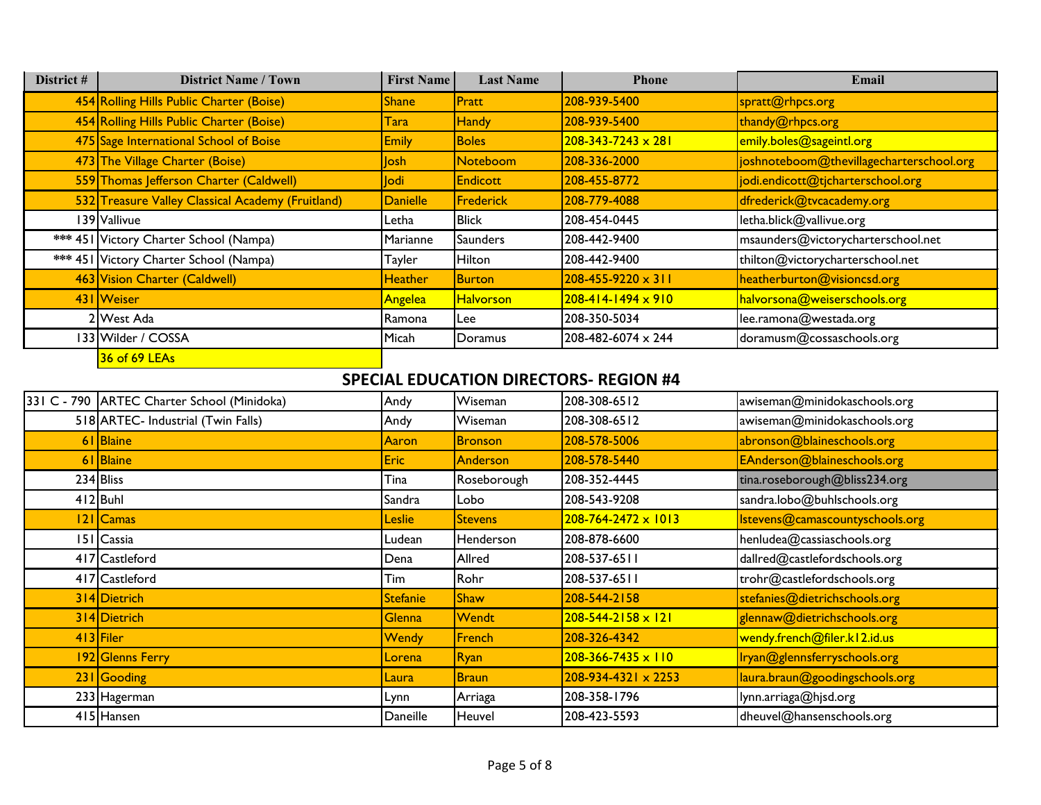| District # | District Name / Town | First Name | Last Name | Phone | Email |
|---|---|---|---|---|---|
| 454 | Rolling Hills Public Charter (Boise) | Shane | Pratt | 208-939-5400 | spratt@rhpcs.org |
| 454 | Rolling Hills Public Charter (Boise) | Tara | Handy | 208-939-5400 | thandy@rhpcs.org |
| 475 | Sage International School of Boise | Emily | Boles | 208-343-7243 x 281 | emily.boles@sageintl.org |
| 473 | The Village Charter (Boise) | Josh | Noteboom | 208-336-2000 | joshnoteboom@thevillagecharterschool.org |
| 559 | Thomas Jefferson Charter (Caldwell) | Jodi | Endicott | 208-455-8772 | jodi.endicott@tjcharterschool.org |
| 532 | Treasure Valley Classical Academy (Fruitland) | Danielle | Frederick | 208-779-4088 | dfrederick@tvcacademy.org |
| 139 | Vallivue | Letha | Blick | 208-454-0445 | letha.blick@vallivue.org |
| *** 451 | Victory Charter School (Nampa) | Marianne | Saunders | 208-442-9400 | msaunders@victorycharterschool.net |
| *** 451 | Victory Charter School (Nampa) | Tayler | Hilton | 208-442-9400 | thilton@victorycharterschool.net |
| 463 | Vision Charter (Caldwell) | Heather | Burton | 208-455-9220 x 311 | heatherburton@visioncsd.org |
| 431 | Weiser | Angelea | Halvorson | 208-414-1494 x 910 | halvorsona@weiserschools.org |
| 2 | West Ada | Ramona | Lee | 208-350-5034 | lee.ramona@westada.org |
| 133 | Wilder / COSSA | Micah | Doramus | 208-482-6074 x 244 | doramusm@cossaschools.org |
| | 36 of 69 LEAs | | | | |

## SPECIAL EDUCATION DIRECTORS- REGION #4

| District # | District Name / Town | First Name | Last Name | Phone | Email |
|---|---|---|---|---|---|
| 331 C - 790 | ARTEC Charter School (Minidoka) | Andy | Wiseman | 208-308-6512 | awiseman@minidokaschools.org |
| 518 | ARTEC- Industrial (Twin Falls) | Andy | Wiseman | 208-308-6512 | awiseman@minidokaschools.org |
| 61 | Blaine | Aaron | Bronson | 208-578-5006 | abronson@blaineschools.org |
| 61 | Blaine | Eric | Anderson | 208-578-5440 | EAnderson@blaineschools.org |
| 234 | Bliss | Tina | Roseborough | 208-352-4445 | tina.roseborough@bliss234.org |
| 412 | Buhl | Sandra | Lobo | 208-543-9208 | sandra.lobo@buhlschools.org |
| 121 | Camas | Leslie | Stevens | 208-764-2472 x 1013 | lstevens@camascountyschools.org |
| 151 | Cassia | Ludean | Henderson | 208-878-6600 | henludea@cassiaschools.org |
| 417 | Castleford | Dena | Allred | 208-537-6511 | dallred@castlefordschools.org |
| 417 | Castleford | Tim | Rohr | 208-537-6511 | trohr@castlefordschools.org |
| 314 | Dietrich | Stefanie | Shaw | 208-544-2158 | stefanies@dietrichschools.org |
| 314 | Dietrich | Glenna | Wendt | 208-544-2158 x 121 | glennaw@dietrichschools.org |
| 413 | Filer | Wendy | French | 208-326-4342 | wendy.french@filer.k12.id.us |
| 192 | Glenns Ferry | Lorena | Ryan | 208-366-7435 x 110 | lryan@glennsferryschools.org |
| 231 | Gooding | Laura | Braun | 208-934-4321 x 2253 | laura.braun@goodingschools.org |
| 233 | Hagerman | Lynn | Arriaga | 208-358-1796 | lynn.arriaga@hjsd.org |
| 415 | Hansen | Daneille | Heuvel | 208-423-5593 | dheuvel@hansenschools.org |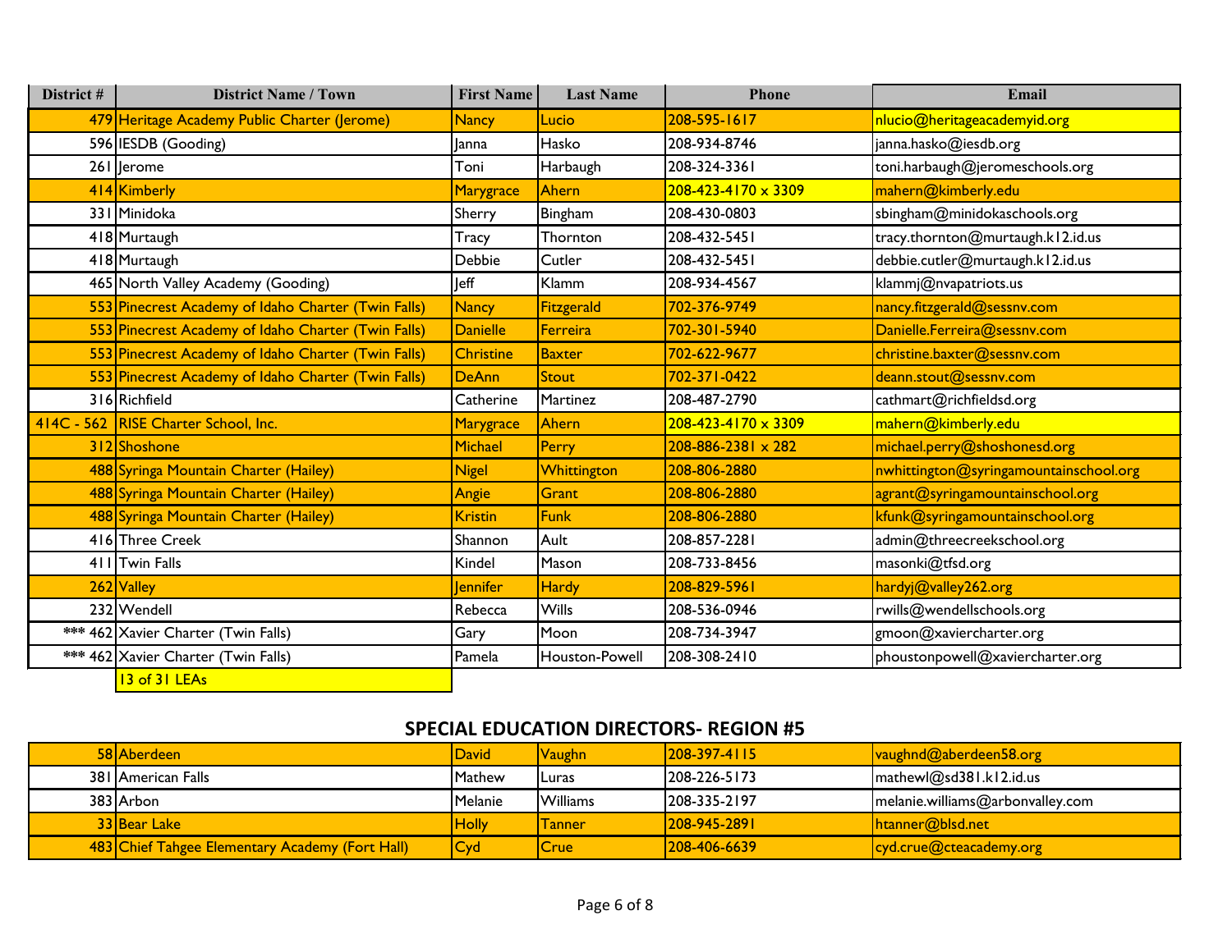| District # | District Name / Town | First Name | Last Name | Phone | Email |
|---|---|---|---|---|---|
| 479 | Heritage Academy Public Charter (Jerome) | Nancy | Lucio | 208-595-1617 | nlucio@heritageacademyid.org |
| 596 | IESDB (Gooding) | Janna | Hasko | 208-934-8746 | janna.hasko@iesdb.org |
| 261 | Jerome | Toni | Harbaugh | 208-324-3361 | toni.harbaugh@jeromeschools.org |
| 414 | Kimberly | Marygrace | Ahern | 208-423-4170 x 3309 | mahern@kimberly.edu |
| 331 | Minidoka | Sherry | Bingham | 208-430-0803 | sbingham@minidokaschools.org |
| 418 | Murtaugh | Tracy | Thornton | 208-432-5451 | tracy.thornton@murtaugh.k12.id.us |
| 418 | Murtaugh | Debbie | Cutler | 208-432-5451 | debbie.cutler@murtaugh.k12.id.us |
| 465 | North Valley Academy (Gooding) | Jeff | Klamm | 208-934-4567 | klammj@nvapatriots.us |
| 553 | Pinecrest Academy of Idaho Charter (Twin Falls) | Nancy | Fitzgerald | 702-376-9749 | nancy.fitzgerald@sessnv.com |
| 553 | Pinecrest Academy of Idaho Charter (Twin Falls) | Danielle | Ferreira | 702-301-5940 | Danielle.Ferreira@sessnv.com |
| 553 | Pinecrest Academy of Idaho Charter (Twin Falls) | Christine | Baxter | 702-622-9677 | christine.baxter@sessnv.com |
| 553 | Pinecrest Academy of Idaho Charter (Twin Falls) | DeAnn | Stout | 702-371-0422 | deann.stout@sessnv.com |
| 316 | Richfield | Catherine | Martinez | 208-487-2790 | cathmart@richfieldsd.org |
| 414C - 562 | RISE Charter School, Inc. | Marygrace | Ahern | 208-423-4170 x 3309 | mahern@kimberly.edu |
| 312 | Shoshone | Michael | Perry | 208-886-2381 x 282 | michael.perry@shoshonesd.org |
| 488 | Syringa Mountain Charter (Hailey) | Nigel | Whittington | 208-806-2880 | nwhittington@syringamountainschool.org |
| 488 | Syringa Mountain Charter (Hailey) | Angie | Grant | 208-806-2880 | agrant@syringamountainschool.org |
| 488 | Syringa Mountain Charter (Hailey) | Kristin | Funk | 208-806-2880 | kfunk@syringamountainschool.org |
| 416 | Three Creek | Shannon | Ault | 208-857-2281 | admin@threecreekschool.org |
| 411 | Twin Falls | Kindel | Mason | 208-733-8456 | masonki@tfsd.org |
| 262 | Valley | Jennifer | Hardy | 208-829-5961 | hardyj@valley262.org |
| 232 | Wendell | Rebecca | Wills | 208-536-0946 | rwills@wendellschools.org |
| *** 462 | Xavier Charter (Twin Falls) | Gary | Moon | 208-734-3947 | gmoon@xaviercharter.org |
| *** 462 | Xavier Charter (Twin Falls) | Pamela | Houston-Powell | 208-308-2410 | phoustonpowell@xaviercharter.org |
| | 13 of 31 LEAs | | | | |

## SPECIAL EDUCATION DIRECTORS- REGION #5

| District # | District Name / Town | First Name | Last Name | Phone | Email |
|---|---|---|---|---|---|
| 58 | Aberdeen | David | Vaughn | 208-397-4115 | vaughnd@aberdeen58.org |
| 381 | American Falls | Mathew | Luras | 208-226-5173 | mathewl@sd381.k12.id.us |
| 383 | Arbon | Melanie | Williams | 208-335-2197 | melanie.williams@arbonvalley.com |
| 33 | Bear Lake | Holly | Tanner | 208-945-2891 | htanner@blsd.net |
| 483 | Chief Tahgee Elementary Academy (Fort Hall) | Cyd | Crue | 208-406-6639 | cyd.crue@cteacademy.org |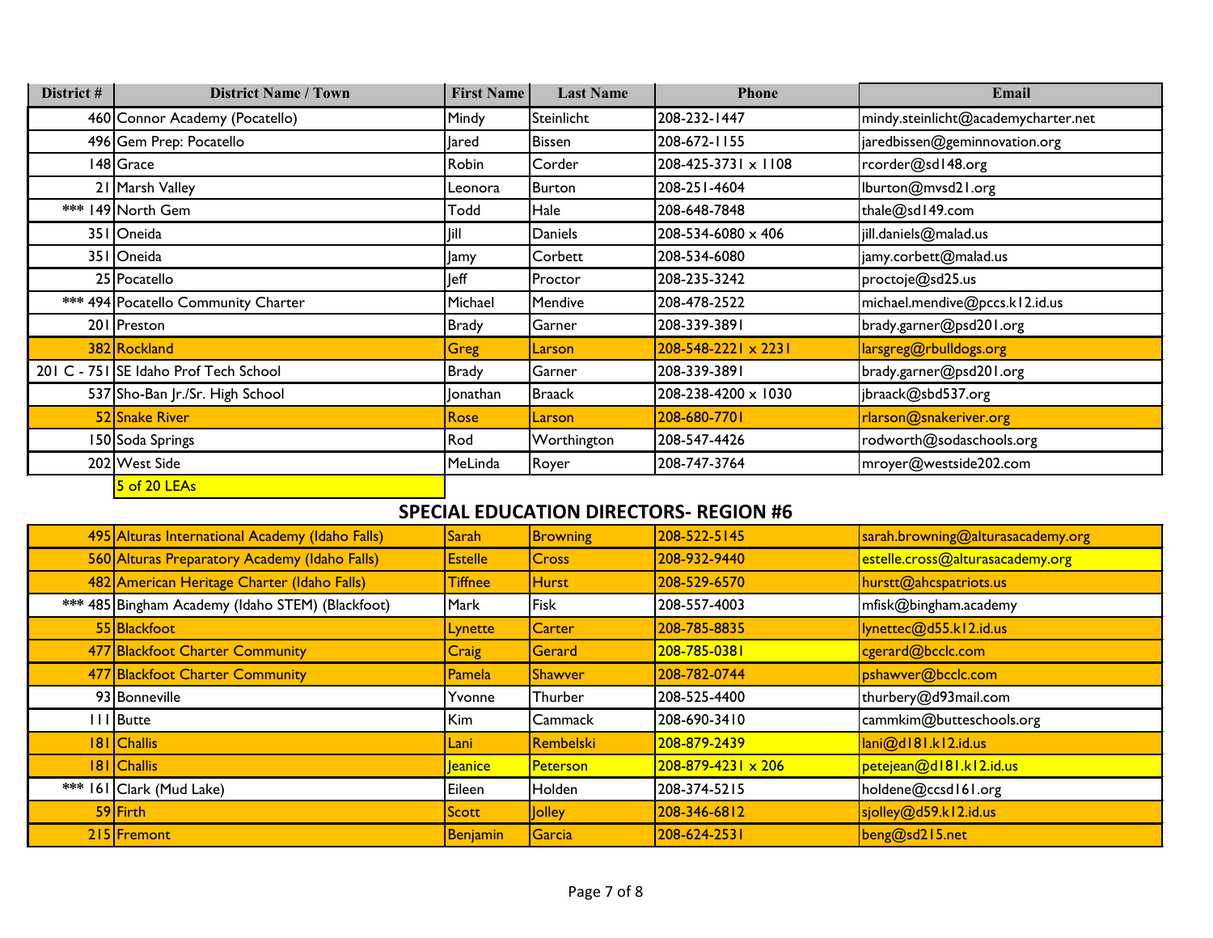| District # | District Name / Town | First Name | Last Name | Phone | Email |
|---|---|---|---|---|---|
| 460 | Connor Academy (Pocatello) | Mindy | Steinlicht | 208-232-1447 | mindy.steinlicht@academycharter.net |
| 496 | Gem Prep: Pocatello | Jared | Bissen | 208-672-1155 | jaredbissen@geminnovation.org |
| 148 | Grace | Robin | Corder | 208-425-3731 x 1108 | rcorder@sd148.org |
| 21 | Marsh Valley | Leonora | Burton | 208-251-4604 | lburton@mvsd21.org |
| *** 149 | North Gem | Todd | Hale | 208-648-7848 | thale@sd149.com |
| 351 | Oneida | Jill | Daniels | 208-534-6080 x 406 | jill.daniels@malad.us |
| 351 | Oneida | Jamy | Corbett | 208-534-6080 | jamy.corbett@malad.us |
| 25 | Pocatello | Jeff | Proctor | 208-235-3242 | proctoje@sd25.us |
| *** 494 | Pocatello Community Charter | Michael | Mendive | 208-478-2522 | michael.mendive@pccs.k12.id.us |
| 201 | Preston | Brady | Garner | 208-339-3891 | brady.garner@psd201.org |
| 382 | Rockland | Greg | Larson | 208-548-2221 x 2231 | larsgreg@rbulldogs.org |
| 201 C - 751 | SE Idaho Prof Tech School | Brady | Garner | 208-339-3891 | brady.garner@psd201.org |
| 537 | Sho-Ban Jr./Sr. High School | Jonathan | Braack | 208-238-4200 x 1030 | jbraack@sbd537.org |
| 52 | Snake River | Rose | Larson | 208-680-7701 | rlarson@snakeriver.org |
| 150 | Soda Springs | Rod | Worthington | 208-547-4426 | rodworth@sodaschools.org |
| 202 | West Side | MeLinda | Royer | 208-747-3764 | mroyer@westside202.com |
| | 5 of 20 LEAs | | | | |

## SPECIAL EDUCATION DIRECTORS- REGION #6

| District # | District Name / Town | First Name | Last Name | Phone | Email |
|---|---|---|---|---|---|
| 495 | Alturas International Academy (Idaho Falls) | Sarah | Browning | 208-522-5145 | sarah.browning@alturasacademy.org |
| 560 | Alturas Preparatory Academy (Idaho Falls) | Estelle | Cross | 208-932-9440 | estelle.cross@alturasacademy.org |
| 482 | American Heritage Charter (Idaho Falls) | Tiffnee | Hurst | 208-529-6570 | hurstt@ahcspatriots.us |
| *** 485 | Bingham Academy (Idaho STEM) (Blackfoot) | Mark | Fisk | 208-557-4003 | mfisk@bingham.academy |
| 55 | Blackfoot | Lynette | Carter | 208-785-8835 | lynettec@d55.k12.id.us |
| 477 | Blackfoot Charter Community | Craig | Gerard | 208-785-0381 | cgerard@bcclc.com |
| 477 | Blackfoot Charter Community | Pamela | Shawver | 208-782-0744 | pshawver@bcclc.com |
| 93 | Bonneville | Yvonne | Thurber | 208-525-4400 | thurbery@d93mail.com |
| 111 | Butte | Kim | Cammack | 208-690-3410 | cammkim@butteschools.org |
| 181 | Challis | Lani | Rembelski | 208-879-2439 | lani@d181.k12.id.us |
| 181 | Challis | Jeanice | Peterson | 208-879-4231 x 206 | petejean@d181.k12.id.us |
| *** 161 | Clark (Mud Lake) | Eileen | Holden | 208-374-5215 | holdene@ccsd161.org |
| 59 | Firth | Scott | Jolley | 208-346-6812 | sjolley@d59.k12.id.us |
| 215 | Fremont | Benjamin | Garcia | 208-624-2531 | beng@sd215.net |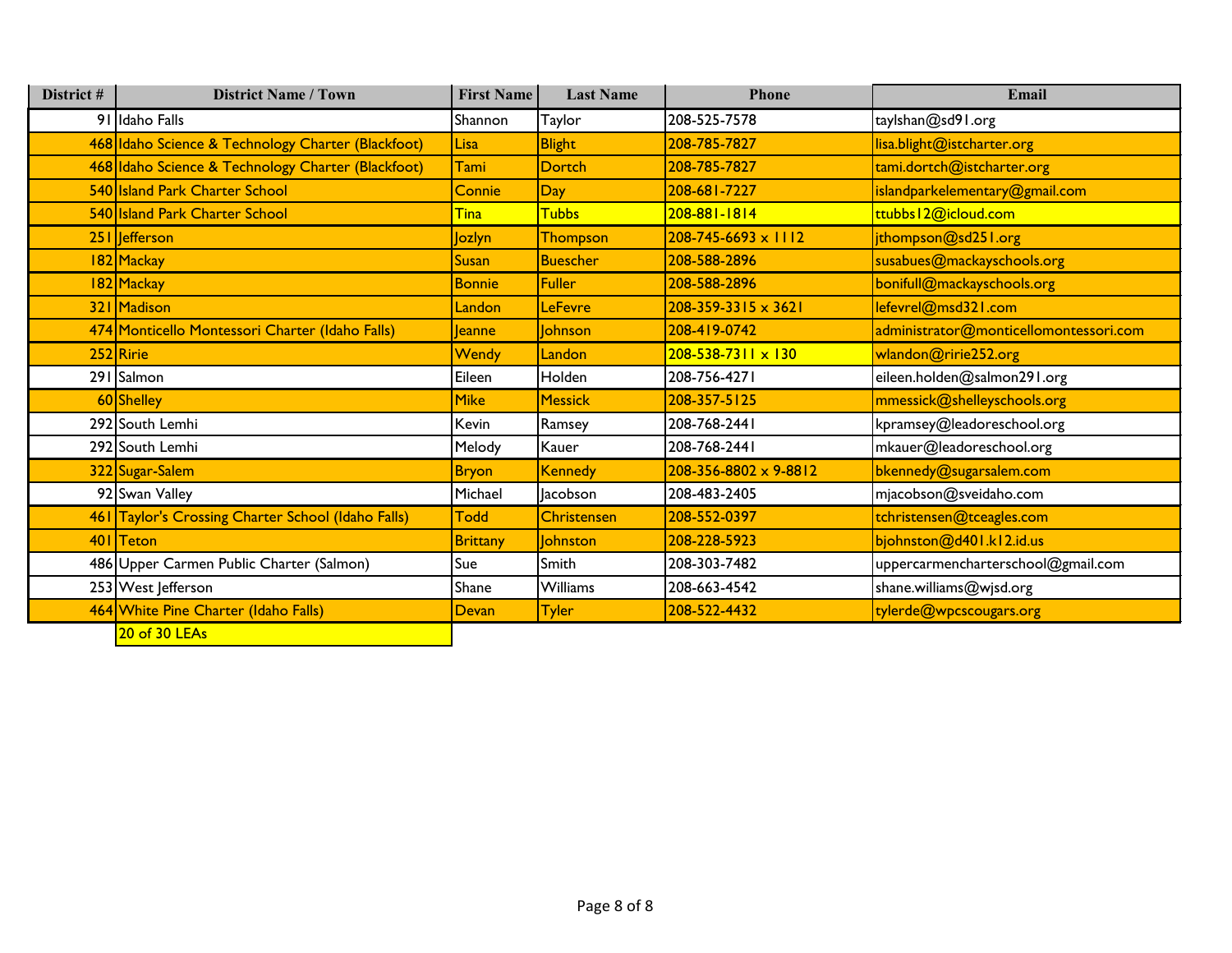| District # | District Name / Town | First Name | Last Name | Phone | Email |
|---|---|---|---|---|---|
| 91 | Idaho Falls | Shannon | Taylor | 208-525-7578 | taylshan@sd91.org |
| 468 | Idaho Science & Technology Charter (Blackfoot) | Lisa | Blight | 208-785-7827 | lisa.blight@istcharter.org |
| 468 | Idaho Science & Technology Charter (Blackfoot) | Tami | Dortch | 208-785-7827 | tami.dortch@istcharter.org |
| 540 | Island Park Charter School | Connie | Day | 208-681-7227 | islandparkelementary@gmail.com |
| 540 | Island Park Charter School | Tina | Tubbs | 208-881-1814 | ttubbs12@icloud.com |
| 251 | Jefferson | Jozlyn | Thompson | 208-745-6693 x 1112 | jthompson@sd251.org |
| 182 | Mackay | Susan | Buescher | 208-588-2896 | susabues@mackayschools.org |
| 182 | Mackay | Bonnie | Fuller | 208-588-2896 | bonifull@mackayschools.org |
| 321 | Madison | Landon | LeFevre | 208-359-3315 x 3621 | lefevrel@msd321.com |
| 474 | Monticello Montessori Charter (Idaho Falls) | Jeanne | Johnson | 208-419-0742 | administrator@monticellomontessori.com |
| 252 | Ririe | Wendy | Landon | 208-538-7311 x 130 | wlandon@ririe252.org |
| 291 | Salmon | Eileen | Holden | 208-756-4271 | eileen.holden@salmon291.org |
| 60 | Shelley | Mike | Messick | 208-357-5125 | mmessick@shelleyschools.org |
| 292 | South Lemhi | Kevin | Ramsey | 208-768-2441 | kpramsey@leadoreschool.org |
| 292 | South Lemhi | Melody | Kauer | 208-768-2441 | mkauer@leadoreschool.org |
| 322 | Sugar-Salem | Bryon | Kennedy | 208-356-8802 x 9-8812 | bkennedy@sugarsalem.com |
| 92 | Swan Valley | Michael | Jacobson | 208-483-2405 | mjacobson@sveidaho.com |
| 461 | Taylor's Crossing Charter School (Idaho Falls) | Todd | Christensen | 208-552-0397 | tchristensen@tceagles.com |
| 401 | Teton | Brittany | Johnston | 208-228-5923 | bjohnston@d401.k12.id.us |
| 486 | Upper Carmen Public Charter (Salmon) | Sue | Smith | 208-303-7482 | uppercarmencharterschool@gmail.com |
| 253 | West Jefferson | Shane | Williams | 208-663-4542 | shane.williams@wjsd.org |
| 464 | White Pine Charter (Idaho Falls) | Devan | Tyler | 208-522-4432 | tylerde@wpcscougars.org |
| | 20 of 30 LEAs | | | | |